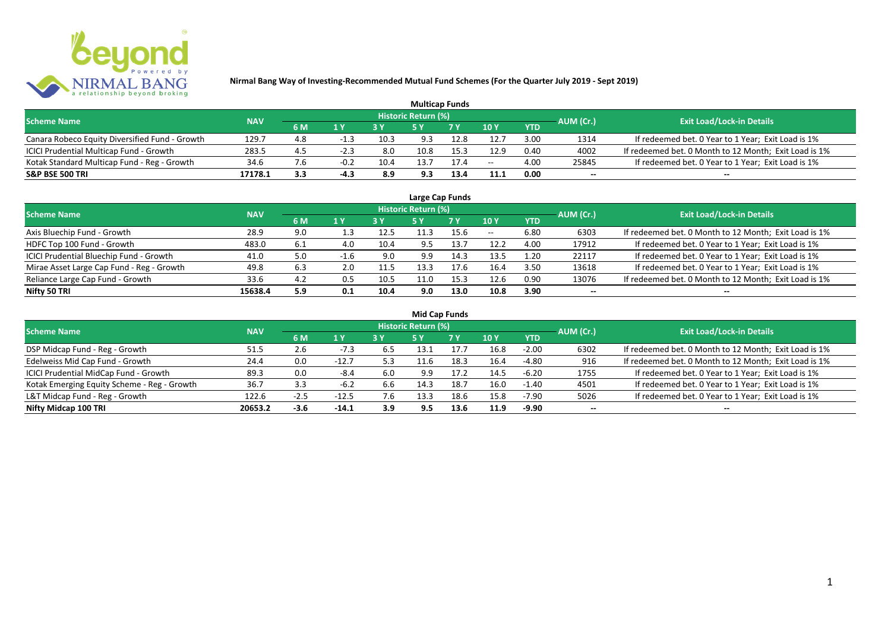## Nirmal Bang Way of Investing-Recommended Mutual Fund Schemes (For the Quarter July 2019 - Sept 2019)

### Multicap Funds

| Scheme Name | NAV | Historic Return (%) | | | | | | | AUM (Cr.) | Exit Load/Lock-in Details |
|---|---|---|---|---|---|---|---|---|---|---|
| | | 6 M | 1 Y | 3 Y | 5 Y | 7 Y | 10 Y | YTD | | |
| Canara Robeco Equity Diversified Fund - Growth | 129.7 | 4.8 | -1.3 | 10.3 | 9.3 | 12.8 | 12.7 | 3.00 | 1314 | If redeemed bet. 0 Year to 1 Year; Exit Load is 1% |
| ICICI Prudential Multicap Fund - Growth | 283.5 | 4.5 | -2.3 | 8.0 | 10.8 | 15.3 | 12.9 | 0.40 | 4002 | If redeemed bet. 0 Month to 12 Month; Exit Load is 1% |
| Kotak Standard Multicap Fund - Reg - Growth | 34.6 | 7.6 | -0.2 | 10.4 | 13.7 | 17.4 | -- | 4.00 | 25845 | If redeemed bet. 0 Year to 1 Year; Exit Load is 1% |
| **S&P BSE 500 TRI** | **17178.1** | **3.3** | **-4.3** | **8.9** | **9.3** | **13.4** | **11.1** | **0.00** | -- | -- |

### Large Cap Funds

| Scheme Name | NAV | Historic Return (%) | | | | | | | AUM (Cr.) | Exit Load/Lock-in Details |
|---|---|---|---|---|---|---|---|---|---|---|
| | | 6 M | 1 Y | 3 Y | 5 Y | 7 Y | 10 Y | YTD | | |
| Axis Bluechip Fund - Growth | 28.9 | 9.0 | 1.3 | 12.5 | 11.3 | 15.6 | -- | 6.80 | 6303 | If redeemed bet. 0 Month to 12 Month; Exit Load is 1% |
| HDFC Top 100 Fund - Growth | 483.0 | 6.1 | 4.0 | 10.4 | 9.5 | 13.7 | 12.2 | 4.00 | 17912 | If redeemed bet. 0 Year to 1 Year; Exit Load is 1% |
| ICICI Prudential Bluechip Fund - Growth | 41.0 | 5.0 | -1.6 | 9.0 | 9.9 | 14.3 | 13.5 | 1.20 | 22117 | If redeemed bet. 0 Year to 1 Year; Exit Load is 1% |
| Mirae Asset Large Cap Fund - Reg - Growth | 49.8 | 6.3 | 2.0 | 11.5 | 13.3 | 17.6 | 16.4 | 3.50 | 13618 | If redeemed bet. 0 Year to 1 Year; Exit Load is 1% |
| Reliance Large Cap Fund - Growth | 33.6 | 4.2 | 0.5 | 10.5 | 11.0 | 15.3 | 12.6 | 0.90 | 13076 | If redeemed bet. 0 Month to 12 Month; Exit Load is 1% |
| **Nifty 50 TRI** | **15638.4** | **5.9** | **0.1** | **10.4** | **9.0** | **13.0** | **10.8** | **3.90** | -- | -- |

### Mid Cap Funds

| Scheme Name | NAV | Historic Return (%) | | | | | | | AUM (Cr.) | Exit Load/Lock-in Details |
|---|---|---|---|---|---|---|---|---|---|---|
| | | 6 M | 1 Y | 3 Y | 5 Y | 7 Y | 10 Y | YTD | | |
| DSP Midcap Fund - Reg - Growth | 51.5 | 2.6 | -7.3 | 6.5 | 13.1 | 17.7 | 16.8 | -2.00 | 6302 | If redeemed bet. 0 Month to 12 Month; Exit Load is 1% |
| Edelweiss Mid Cap Fund - Growth | 24.4 | 0.0 | -12.7 | 5.3 | 11.6 | 18.3 | 16.4 | -4.80 | 916 | If redeemed bet. 0 Month to 12 Month; Exit Load is 1% |
| ICICI Prudential MidCap Fund - Growth | 89.3 | 0.0 | -8.4 | 6.0 | 9.9 | 17.2 | 14.5 | -6.20 | 1755 | If redeemed bet. 0 Year to 1 Year; Exit Load is 1% |
| Kotak Emerging Equity Scheme - Reg - Growth | 36.7 | 3.3 | -6.2 | 6.6 | 14.3 | 18.7 | 16.0 | -1.40 | 4501 | If redeemed bet. 0 Year to 1 Year; Exit Load is 1% |
| L&T Midcap Fund - Reg - Growth | 122.6 | -2.5 | -12.5 | 7.6 | 13.3 | 18.6 | 15.8 | -7.90 | 5026 | If redeemed bet. 0 Year to 1 Year; Exit Load is 1% |
| **Nifty Midcap 100 TRI** | **20653.2** | **-3.6** | **-14.1** | **3.9** | **9.5** | **13.6** | **11.9** | **-9.90** | -- | -- |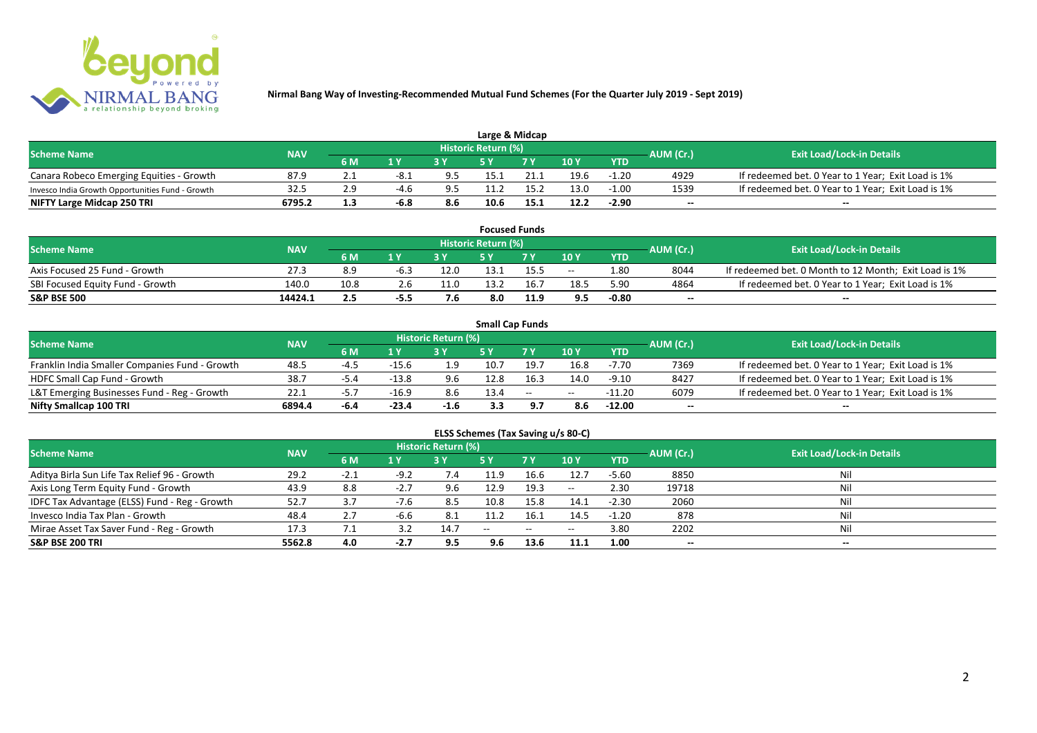# Nirmal Bang Way of Investing-Recommended Mutual Fund Schemes (For the Quarter July 2019 - Sept 2019)

## Large & Midcap

| Scheme Name | NAV | Historic Return (%) | | | | | | | AUM (Cr.) | Exit Load/Lock-in Details |
|---|---|---|---|---|---|---|---|---|---|---|
| | | 6 M | 1 Y | 3 Y | 5 Y | 7 Y | 10 Y | YTD | | |
| Canara Robeco Emerging Equities - Growth | 87.9 | 2.1 | -8.1 | 9.5 | 15.1 | 21.1 | 19.6 | -1.20 | 4929 | If redeemed bet. 0 Year to 1 Year; Exit Load is 1% |
| Invesco India Growth Opportunities Fund - Growth | 32.5 | 2.9 | -4.6 | 9.5 | 11.2 | 15.2 | 13.0 | -1.00 | 1539 | If redeemed bet. 0 Year to 1 Year; Exit Load is 1% |
| **NIFTY Large Midcap 250 TRI** | **6795.2** | **1.3** | **-6.8** | **8.6** | **10.6** | **15.1** | **12.2** | **-2.90** | **--** | **--** |

## Focused Funds

| Scheme Name | NAV | Historic Return (%) | | | | | | | AUM (Cr.) | Exit Load/Lock-in Details |
|---|---|---|---|---|---|---|---|---|---|---|
| | | 6 M | 1 Y | 3 Y | 5 Y | 7 Y | 10 Y | YTD | | |
| Axis Focused 25 Fund - Growth | 27.3 | 8.9 | -6.3 | 12.0 | 13.1 | 15.5 | -- | 1.80 | 8044 | If redeemed bet. 0 Month to 12 Month; Exit Load is 1% |
| SBI Focused Equity Fund - Growth | 140.0 | 10.8 | 2.6 | 11.0 | 13.2 | 16.7 | 18.5 | 5.90 | 4864 | If redeemed bet. 0 Year to 1 Year; Exit Load is 1% |
| **S&P BSE 500** | **14424.1** | **2.5** | **-5.5** | **7.6** | **8.0** | **11.9** | **9.5** | **-0.80** | **--** | **--** |

## Small Cap Funds

| Scheme Name | NAV | Historic Return (%) | | | | | | | AUM (Cr.) | Exit Load/Lock-in Details |
|---|---|---|---|---|---|---|---|---|---|---|
| | | 6 M | 1 Y | 3 Y | 5 Y | 7 Y | 10 Y | YTD | | |
| Franklin India Smaller Companies Fund - Growth | 48.5 | -4.5 | -15.6 | 1.9 | 10.7 | 19.7 | 16.8 | -7.70 | 7369 | If redeemed bet. 0 Year to 1 Year; Exit Load is 1% |
| HDFC Small Cap Fund - Growth | 38.7 | -5.4 | -13.8 | 9.6 | 12.8 | 16.3 | 14.0 | -9.10 | 8427 | If redeemed bet. 0 Year to 1 Year; Exit Load is 1% |
| L&T Emerging Businesses Fund - Reg - Growth | 22.1 | -5.7 | -16.9 | 8.6 | 13.4 | -- | -- | -11.20 | 6079 | If redeemed bet. 0 Year to 1 Year; Exit Load is 1% |
| **Nifty Smallcap 100 TRI** | **6894.4** | **-6.4** | **-23.4** | **-1.6** | **3.3** | **9.7** | **8.6** | **-12.00** | **--** | **--** |

## ELSS Schemes (Tax Saving u/s 80-C)

| Scheme Name | NAV | Historic Return (%) | | | | | | | AUM (Cr.) | Exit Load/Lock-in Details |
|---|---|---|---|---|---|---|---|---|---|---|
| | | 6 M | 1 Y | 3 Y | 5 Y | 7 Y | 10 Y | YTD | | |
| Aditya Birla Sun Life Tax Relief 96 - Growth | 29.2 | -2.1 | -9.2 | 7.4 | 11.9 | 16.6 | 12.7 | -5.60 | 8850 | Nil |
| Axis Long Term Equity Fund - Growth | 43.9 | 8.8 | -2.7 | 9.6 | 12.9 | 19.3 | -- | 2.30 | 19718 | Nil |
| IDFC Tax Advantage (ELSS) Fund - Reg - Growth | 52.7 | 3.7 | -7.6 | 8.5 | 10.8 | 15.8 | 14.1 | -2.30 | 2060 | Nil |
| Invesco India Tax Plan - Growth | 48.4 | 2.7 | -6.6 | 8.1 | 11.2 | 16.1 | 14.5 | -1.20 | 878 | Nil |
| Mirae Asset Tax Saver Fund - Reg - Growth | 17.3 | 7.1 | 3.2 | 14.7 | -- | -- | -- | 3.80 | 2202 | Nil |
| **S&P BSE 200 TRI** | **5562.8** | **4.0** | **-2.7** | **9.5** | **9.6** | **13.6** | **11.1** | **1.00** | **--** | **--** |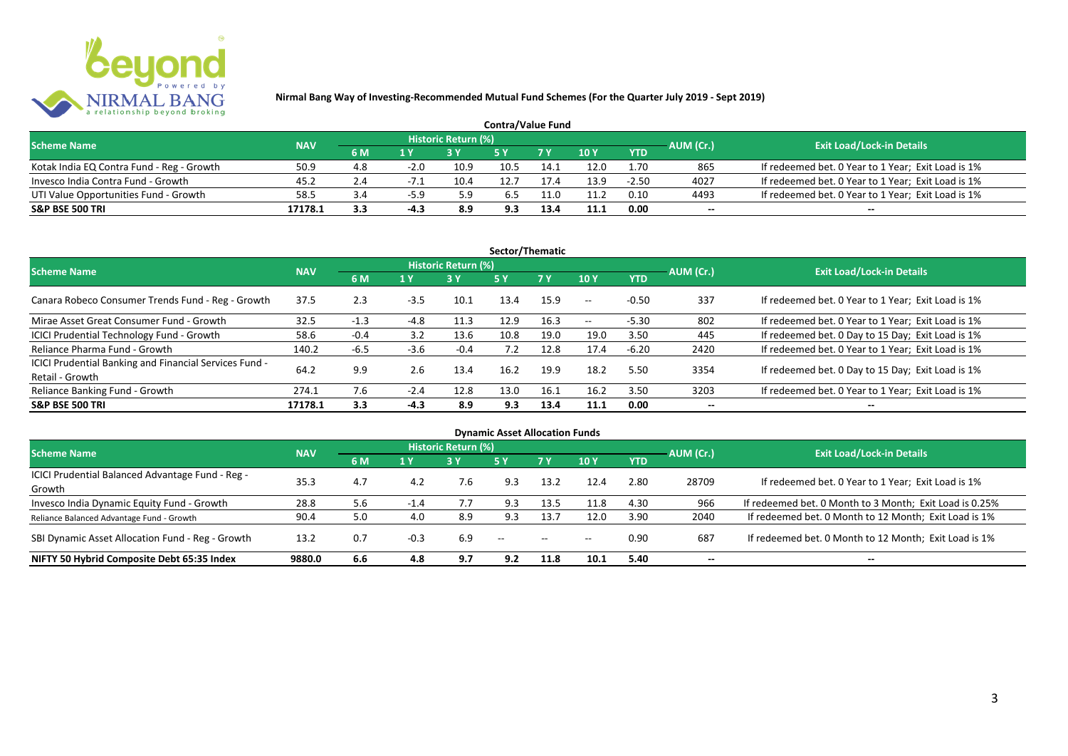**Nirmal Bang Way of Investing-Recommended Mutual Fund Schemes (For the Quarter July 2019 - Sept 2019)**

### Contra/Value Fund

| Scheme Name | NAV | Historic Return (%) | | | | | | | AUM (Cr.) | Exit Load/Lock-in Details |
|---|---|---|---|---|---|---|---|---|---|---|
| | | 6 M | 1 Y | 3 Y | 5 Y | 7 Y | 10 Y | YTD | | |
| Kotak India EQ Contra Fund - Reg - Growth | 50.9 | 4.8 | -2.0 | 10.9 | 10.5 | 14.1 | 12.0 | 1.70 | 865 | If redeemed bet. 0 Year to 1 Year; Exit Load is 1% |
| Invesco India Contra Fund - Growth | 45.2 | 2.4 | -7.1 | 10.4 | 12.7 | 17.4 | 13.9 | -2.50 | 4027 | If redeemed bet. 0 Year to 1 Year; Exit Load is 1% |
| UTI Value Opportunities Fund - Growth | 58.5 | 3.4 | -5.9 | 5.9 | 6.5 | 11.0 | 11.2 | 0.10 | 4493 | If redeemed bet. 0 Year to 1 Year; Exit Load is 1% |
| **S&P BSE 500 TRI** | **17178.1** | **3.3** | **-4.3** | **8.9** | **9.3** | **13.4** | **11.1** | **0.00** | -- | -- |

### Sector/Thematic

| Scheme Name | NAV | Historic Return (%) | | | | | | | AUM (Cr.) | Exit Load/Lock-in Details |
|---|---|---|---|---|---|---|---|---|---|---|
| | | 6 M | 1 Y | 3 Y | 5 Y | 7 Y | 10 Y | YTD | | |
| Canara Robeco Consumer Trends Fund - Reg - Growth | 37.5 | 2.3 | -3.5 | 10.1 | 13.4 | 15.9 | -- | -0.50 | 337 | If redeemed bet. 0 Year to 1 Year; Exit Load is 1% |
| Mirae Asset Great Consumer Fund - Growth | 32.5 | -1.3 | -4.8 | 11.3 | 12.9 | 16.3 | -- | -5.30 | 802 | If redeemed bet. 0 Year to 1 Year; Exit Load is 1% |
| ICICI Prudential Technology Fund - Growth | 58.6 | -0.4 | 3.2 | 13.6 | 10.8 | 19.0 | 19.0 | 3.50 | 445 | If redeemed bet. 0 Day to 15 Day; Exit Load is 1% |
| Reliance Pharma Fund - Growth | 140.2 | -6.5 | -3.6 | -0.4 | 7.2 | 12.8 | 17.4 | -6.20 | 2420 | If redeemed bet. 0 Year to 1 Year; Exit Load is 1% |
| ICICI Prudential Banking and Financial Services Fund - Retail - Growth | 64.2 | 9.9 | 2.6 | 13.4 | 16.2 | 19.9 | 18.2 | 5.50 | 3354 | If redeemed bet. 0 Day to 15 Day; Exit Load is 1% |
| Reliance Banking Fund - Growth | 274.1 | 7.6 | -2.4 | 12.8 | 13.0 | 16.1 | 16.2 | 3.50 | 3203 | If redeemed bet. 0 Year to 1 Year; Exit Load is 1% |
| **S&P BSE 500 TRI** | **17178.1** | **3.3** | **-4.3** | **8.9** | **9.3** | **13.4** | **11.1** | **0.00** | -- | -- |

### Dynamic Asset Allocation Funds

| Scheme Name | NAV | Historic Return (%) | | | | | | | AUM (Cr.) | Exit Load/Lock-in Details |
|---|---|---|---|---|---|---|---|---|---|---|
| | | 6 M | 1 Y | 3 Y | 5 Y | 7 Y | 10 Y | YTD | | |
| ICICI Prudential Balanced Advantage Fund - Reg - Growth | 35.3 | 4.7 | 4.2 | 7.6 | 9.3 | 13.2 | 12.4 | 2.80 | 28709 | If redeemed bet. 0 Year to 1 Year; Exit Load is 1% |
| Invesco India Dynamic Equity Fund - Growth | 28.8 | 5.6 | -1.4 | 7.7 | 9.3 | 13.5 | 11.8 | 4.30 | 966 | If redeemed bet. 0 Month to 3 Month; Exit Load is 0.25% |
| Reliance Balanced Advantage Fund - Growth | 90.4 | 5.0 | 4.0 | 8.9 | 9.3 | 13.7 | 12.0 | 3.90 | 2040 | If redeemed bet. 0 Month to 12 Month; Exit Load is 1% |
| SBI Dynamic Asset Allocation Fund - Reg - Growth | 13.2 | 0.7 | -0.3 | 6.9 | -- | -- | -- | 0.90 | 687 | If redeemed bet. 0 Month to 12 Month; Exit Load is 1% |
| **NIFTY 50 Hybrid Composite Debt 65:35 Index** | **9880.0** | **6.6** | **4.8** | **9.7** | **9.2** | **11.8** | **10.1** | **5.40** | -- | -- |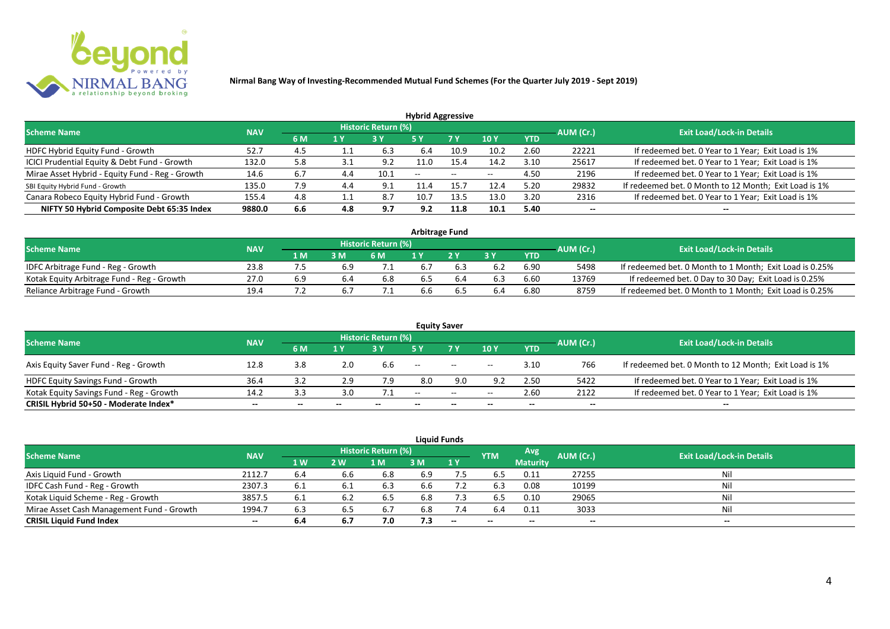**Nirmal Bang Way of Investing-Recommended Mutual Fund Schemes (For the Quarter July 2019 - Sept 2019)**

### Hybrid Aggressive

| Scheme Name | NAV | Historic Return (%) | | | | | | | AUM (Cr.) | Exit Load/Lock-in Details |
|---|---|---|---|---|---|---|---|---|---|---|
| | | 6 M | 1 Y | 3 Y | 5 Y | 7 Y | 10 Y | YTD | | |
| HDFC Hybrid Equity Fund - Growth | 52.7 | 4.5 | 1.1 | 6.3 | 6.4 | 10.9 | 10.2 | 2.60 | 22221 | If redeemed bet. 0 Year to 1 Year; Exit Load is 1% |
| ICICI Prudential Equity & Debt Fund - Growth | 132.0 | 5.8 | 3.1 | 9.2 | 11.0 | 15.4 | 14.2 | 3.10 | 25617 | If redeemed bet. 0 Year to 1 Year; Exit Load is 1% |
| Mirae Asset Hybrid - Equity Fund - Reg - Growth | 14.6 | 6.7 | 4.4 | 10.1 | -- | -- | -- | 4.50 | 2196 | If redeemed bet. 0 Year to 1 Year; Exit Load is 1% |
| SBI Equity Hybrid Fund - Growth | 135.0 | 7.9 | 4.4 | 9.1 | 11.4 | 15.7 | 12.4 | 5.20 | 29832 | If redeemed bet. 0 Month to 12 Month; Exit Load is 1% |
| Canara Robeco Equity Hybrid Fund - Growth | 155.4 | 4.8 | 1.1 | 8.7 | 10.7 | 13.5 | 13.0 | 3.20 | 2316 | If redeemed bet. 0 Year to 1 Year; Exit Load is 1% |
| **NIFTY 50 Hybrid Composite Debt 65:35 Index** | **9880.0** | **6.6** | **4.8** | **9.7** | **9.2** | **11.8** | **10.1** | **5.40** | **--** | **--** |

### Arbitrage Fund

| Scheme Name | NAV | Historic Return (%) | | | | | | | AUM (Cr.) | Exit Load/Lock-in Details |
|---|---|---|---|---|---|---|---|---|---|---|
| | | 1 M | 3 M | 6 M | 1 Y | 2 Y | 3 Y | YTD | | |
| IDFC Arbitrage Fund - Reg - Growth | 23.8 | 7.5 | 6.9 | 7.1 | 6.7 | 6.3 | 6.2 | 6.90 | 5498 | If redeemed bet. 0 Month to 1 Month; Exit Load is 0.25% |
| Kotak Equity Arbitrage Fund - Reg - Growth | 27.0 | 6.9 | 6.4 | 6.8 | 6.5 | 6.4 | 6.3 | 6.60 | 13769 | If redeemed bet. 0 Day to 30 Day; Exit Load is 0.25% |
| Reliance Arbitrage Fund - Growth | 19.4 | 7.2 | 6.7 | 7.1 | 6.6 | 6.5 | 6.4 | 6.80 | 8759 | If redeemed bet. 0 Month to 1 Month; Exit Load is 0.25% |

### Equity Saver

| Scheme Name | NAV | Historic Return (%) | | | | | | | AUM (Cr.) | Exit Load/Lock-in Details |
|---|---|---|---|---|---|---|---|---|---|---|
| | | 6 M | 1 Y | 3 Y | 5 Y | 7 Y | 10 Y | YTD | | |
| Axis Equity Saver Fund - Reg - Growth | 12.8 | 3.8 | 2.0 | 6.6 | -- | -- | -- | 3.10 | 766 | If redeemed bet. 0 Month to 12 Month; Exit Load is 1% |
| HDFC Equity Savings Fund - Growth | 36.4 | 3.2 | 2.9 | 7.9 | 8.0 | 9.0 | 9.2 | 2.50 | 5422 | If redeemed bet. 0 Year to 1 Year; Exit Load is 1% |
| Kotak Equity Savings Fund - Reg - Growth | 14.2 | 3.3 | 3.0 | 7.1 | -- | -- | -- | 2.60 | 2122 | If redeemed bet. 0 Year to 1 Year; Exit Load is 1% |
| **CRISIL Hybrid 50+50 - Moderate Index*** | **--** | **--** | **--** | **--** | **--** | **--** | **--** | **--** | **--** | **--** |

### Liquid Funds

| Scheme Name | NAV | Historic Return (%) | | | | | YTM | Avg Maturity | AUM (Cr.) | Exit Load/Lock-in Details |
|---|---|---|---|---|---|---|---|---|---|---|
| | | 1 W | 2 W | 1 M | 3 M | 1 Y | | | | |
| Axis Liquid Fund - Growth | 2112.7 | 6.4 | 6.6 | 6.8 | 6.9 | 7.5 | 6.5 | 0.11 | 27255 | Nil |
| IDFC Cash Fund - Reg - Growth | 2307.3 | 6.1 | 6.1 | 6.3 | 6.6 | 7.2 | 6.3 | 0.08 | 10199 | Nil |
| Kotak Liquid Scheme - Reg - Growth | 3857.5 | 6.1 | 6.2 | 6.5 | 6.8 | 7.3 | 6.5 | 0.10 | 29065 | Nil |
| Mirae Asset Cash Management Fund - Growth | 1994.7 | 6.3 | 6.5 | 6.7 | 6.8 | 7.4 | 6.4 | 0.11 | 3033 | Nil |
| **CRISIL Liquid Fund Index** | **--** | **6.4** | **6.7** | **7.0** | **7.3** | **--** | **--** | **--** | **--** | **--** |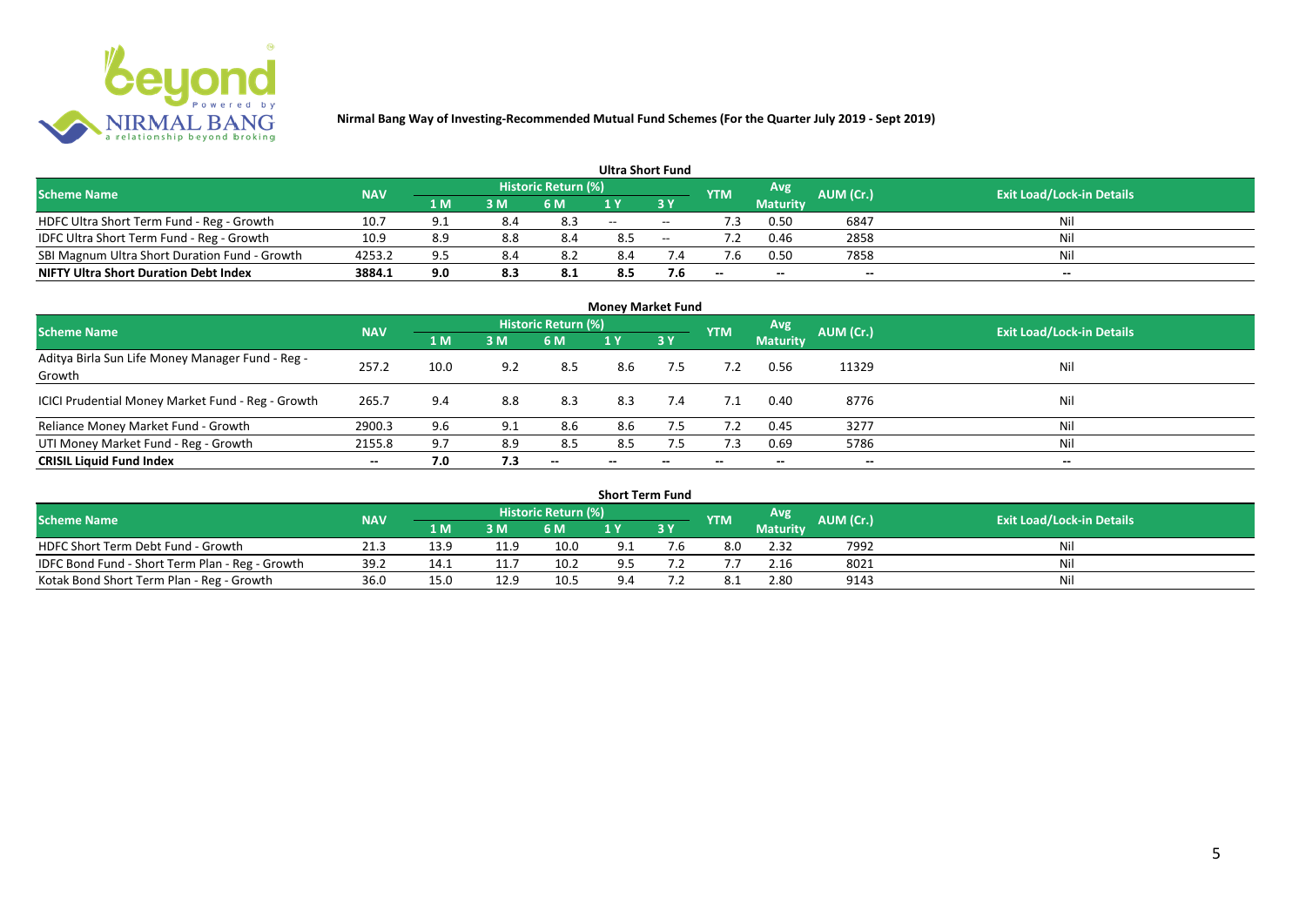**Nirmal Bang Way of Investing-Recommended Mutual Fund Schemes (For the Quarter July 2019 - Sept 2019)**

### Ultra Short Fund

| Scheme Name | NAV | Historic Return (%) | | | | | YTM | Avg Maturity | AUM (Cr.) | Exit Load/Lock-in Details |
|---|---|---|---|---|---|---|---|---|---|---|
| | | 1 M | 3 M | 6 M | 1 Y | 3 Y | | | | |
| HDFC Ultra Short Term Fund - Reg - Growth | 10.7 | 9.1 | 8.4 | 8.3 | -- | -- | 7.3 | 0.50 | 6847 | Nil |
| IDFC Ultra Short Term Fund - Reg - Growth | 10.9 | 8.9 | 8.8 | 8.4 | 8.5 | -- | 7.2 | 0.46 | 2858 | Nil |
| SBI Magnum Ultra Short Duration Fund - Growth | 4253.2 | 9.5 | 8.4 | 8.2 | 8.4 | 7.4 | 7.6 | 0.50 | 7858 | Nil |
| **NIFTY Ultra Short Duration Debt Index** | **3884.1** | **9.0** | **8.3** | **8.1** | **8.5** | **7.6** | -- | -- | -- | -- |

### Money Market Fund

| Scheme Name | NAV | Historic Return (%) | | | | | YTM | Avg Maturity | AUM (Cr.) | Exit Load/Lock-in Details |
|---|---|---|---|---|---|---|---|---|---|---|
| | | 1 M | 3 M | 6 M | 1 Y | 3 Y | | | | |
| Aditya Birla Sun Life Money Manager Fund - Reg - Growth | 257.2 | 10.0 | 9.2 | 8.5 | 8.6 | 7.5 | 7.2 | 0.56 | 11329 | Nil |
| ICICI Prudential Money Market Fund - Reg - Growth | 265.7 | 9.4 | 8.8 | 8.3 | 8.3 | 7.4 | 7.1 | 0.40 | 8776 | Nil |
| Reliance Money Market Fund - Growth | 2900.3 | 9.6 | 9.1 | 8.6 | 8.6 | 7.5 | 7.2 | 0.45 | 3277 | Nil |
| UTI Money Market Fund - Reg - Growth | 2155.8 | 9.7 | 8.9 | 8.5 | 8.5 | 7.5 | 7.3 | 0.69 | 5786 | Nil |
| **CRISIL Liquid Fund Index** | -- | **7.0** | **7.3** | -- | -- | -- | -- | -- | -- | -- |

### Short Term Fund

| Scheme Name | NAV | Historic Return (%) | | | | | YTM | Avg Maturity | AUM (Cr.) | Exit Load/Lock-in Details |
|---|---|---|---|---|---|---|---|---|---|---|
| | | 1 M | 3 M | 6 M | 1 Y | 3 Y | | | | |
| HDFC Short Term Debt Fund - Growth | 21.3 | 13.9 | 11.9 | 10.0 | 9.1 | 7.6 | 8.0 | 2.32 | 7992 | Nil |
| IDFC Bond Fund - Short Term Plan - Reg - Growth | 39.2 | 14.1 | 11.7 | 10.2 | 9.5 | 7.2 | 7.7 | 2.16 | 8021 | Nil |
| Kotak Bond Short Term Plan - Reg - Growth | 36.0 | 15.0 | 12.9 | 10.5 | 9.4 | 7.2 | 8.1 | 2.80 | 9143 | Nil |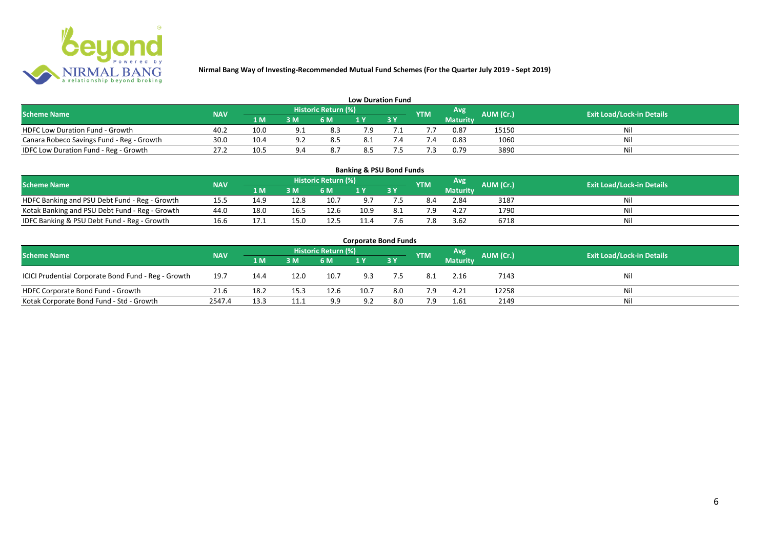**Nirmal Bang Way of Investing-Recommended Mutual Fund Schemes (For the Quarter July 2019 - Sept 2019)**

## Low Duration Fund

| Scheme Name | NAV | Historic Return (%) | | | | | YTM | Avg Maturity | AUM (Cr.) | Exit Load/Lock-in Details |
|---|---|---|---|---|---|---|---|---|---|---|
| | | 1 M | 3 M | 6 M | 1 Y | 3 Y | | | | |
| HDFC Low Duration Fund - Growth | 40.2 | 10.0 | 9.1 | 8.3 | 7.9 | 7.1 | 7.7 | 0.87 | 15150 | Nil |
| Canara Robeco Savings Fund - Reg - Growth | 30.0 | 10.4 | 9.2 | 8.5 | 8.1 | 7.4 | 7.4 | 0.83 | 1060 | Nil |
| IDFC Low Duration Fund - Reg - Growth | 27.2 | 10.5 | 9.4 | 8.7 | 8.5 | 7.5 | 7.3 | 0.79 | 3890 | Nil |

## Banking & PSU Bond Funds

| Scheme Name | NAV | Historic Return (%) | | | | | YTM | Avg Maturity | AUM (Cr.) | Exit Load/Lock-in Details |
|---|---|---|---|---|---|---|---|---|---|---|
| | | 1 M | 3 M | 6 M | 1 Y | 3 Y | | | | |
| HDFC Banking and PSU Debt Fund - Reg - Growth | 15.5 | 14.9 | 12.8 | 10.7 | 9.7 | 7.5 | 8.4 | 2.84 | 3187 | Nil |
| Kotak Banking and PSU Debt Fund - Reg - Growth | 44.0 | 18.0 | 16.5 | 12.6 | 10.9 | 8.1 | 7.9 | 4.27 | 1790 | Nil |
| IDFC Banking & PSU Debt Fund - Reg - Growth | 16.6 | 17.1 | 15.0 | 12.5 | 11.4 | 7.6 | 7.8 | 3.62 | 6718 | Nil |

## Corporate Bond Funds

| Scheme Name | NAV | Historic Return (%) | | | | | YTM | Avg Maturity | AUM (Cr.) | Exit Load/Lock-in Details |
|---|---|---|---|---|---|---|---|---|---|---|
| | | 1 M | 3 M | 6 M | 1 Y | 3 Y | | | | |
| ICICI Prudential Corporate Bond Fund - Reg - Growth | 19.7 | 14.4 | 12.0 | 10.7 | 9.3 | 7.5 | 8.1 | 2.16 | 7143 | Nil |
| HDFC Corporate Bond Fund - Growth | 21.6 | 18.2 | 15.3 | 12.6 | 10.7 | 8.0 | 7.9 | 4.21 | 12258 | Nil |
| Kotak Corporate Bond Fund - Std - Growth | 2547.4 | 13.3 | 11.1 | 9.9 | 9.2 | 8.0 | 7.9 | 1.61 | 2149 | Nil |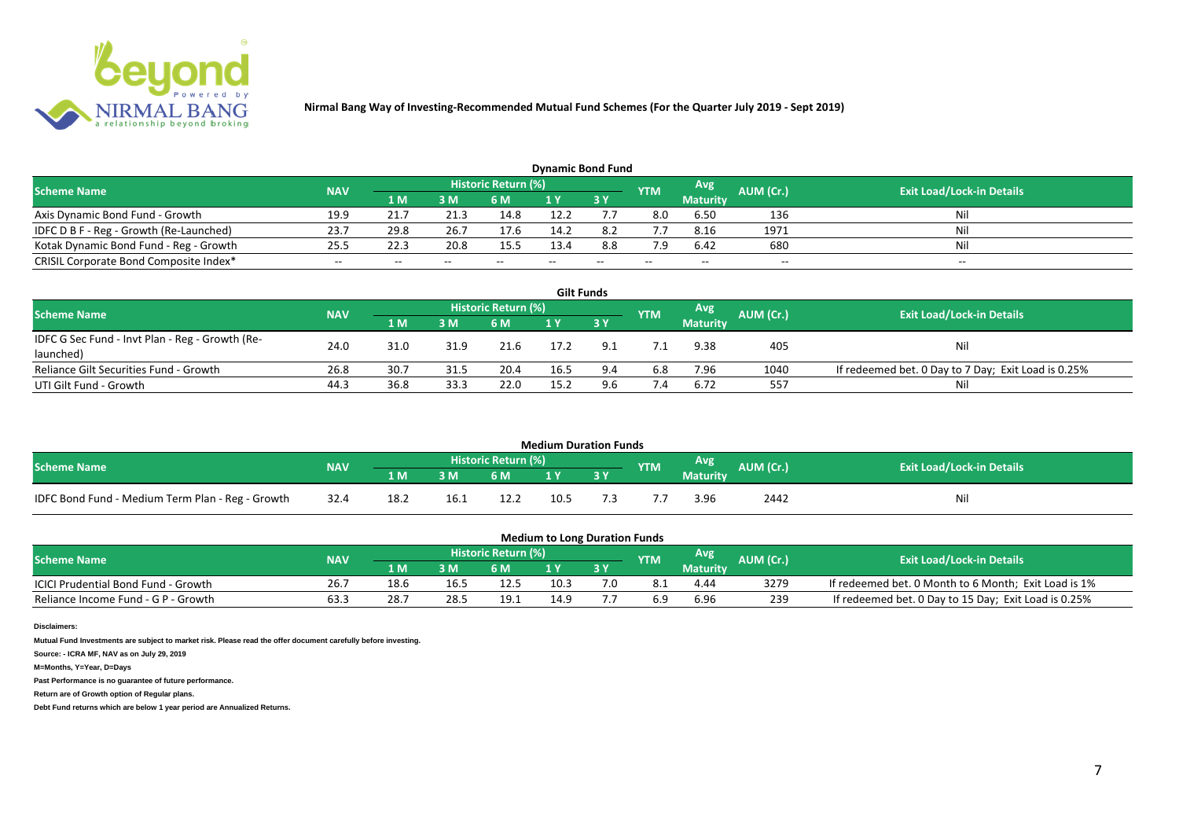**Nirmal Bang Way of Investing-Recommended Mutual Fund Schemes (For the Quarter July 2019 - Sept 2019)**

### Dynamic Bond Fund

| Scheme Name | NAV | Historic Return (%) | | | | | YTM | Avg Maturity | AUM (Cr.) | Exit Load/Lock-in Details |
|---|---|---|---|---|---|---|---|---|---|---|
| | | 1 M | 3 M | 6 M | 1 Y | 3 Y | | | | |
| Axis Dynamic Bond Fund - Growth | 19.9 | 21.7 | 21.3 | 14.8 | 12.2 | 7.7 | 8.0 | 6.50 | 136 | Nil |
| IDFC D B F - Reg - Growth (Re-Launched) | 23.7 | 29.8 | 26.7 | 17.6 | 14.2 | 8.2 | 7.7 | 8.16 | 1971 | Nil |
| Kotak Dynamic Bond Fund - Reg - Growth | 25.5 | 22.3 | 20.8 | 15.5 | 13.4 | 8.8 | 7.9 | 6.42 | 680 | Nil |
| CRISIL Corporate Bond Composite Index* | -- | -- | -- | -- | -- | -- | -- | -- | -- | -- |

### Gilt Funds

| Scheme Name | NAV | Historic Return (%) | | | | | YTM | Avg Maturity | AUM (Cr.) | Exit Load/Lock-in Details |
|---|---|---|---|---|---|---|---|---|---|---|
| | | 1 M | 3 M | 6 M | 1 Y | 3 Y | | | | |
| IDFC G Sec Fund - Invt Plan - Reg - Growth (Re-launched) | 24.0 | 31.0 | 31.9 | 21.6 | 17.2 | 9.1 | 7.1 | 9.38 | 405 | Nil |
| Reliance Gilt Securities Fund - Growth | 26.8 | 30.7 | 31.5 | 20.4 | 16.5 | 9.4 | 6.8 | 7.96 | 1040 | If redeemed bet. 0 Day to 7 Day; Exit Load is 0.25% |
| UTI Gilt Fund - Growth | 44.3 | 36.8 | 33.3 | 22.0 | 15.2 | 9.6 | 7.4 | 6.72 | 557 | Nil |

### Medium Duration Funds

| Scheme Name | NAV | Historic Return (%) | | | | | YTM | Avg Maturity | AUM (Cr.) | Exit Load/Lock-in Details |
|---|---|---|---|---|---|---|---|---|---|---|
| | | 1 M | 3 M | 6 M | 1 Y | 3 Y | | | | |
| IDFC Bond Fund - Medium Term Plan - Reg - Growth | 32.4 | 18.2 | 16.1 | 12.2 | 10.5 | 7.3 | 7.7 | 3.96 | 2442 | Nil |

### Medium to Long Duration Funds

| Scheme Name | NAV | Historic Return (%) | | | | | YTM | Avg Maturity | AUM (Cr.) | Exit Load/Lock-in Details |
|---|---|---|---|---|---|---|---|---|---|---|
| | | 1 M | 3 M | 6 M | 1 Y | 3 Y | | | | |
| ICICI Prudential Bond Fund - Growth | 26.7 | 18.6 | 16.5 | 12.5 | 10.3 | 7.0 | 8.1 | 4.44 | 3279 | If redeemed bet. 0 Month to 6 Month; Exit Load is 1% |
| Reliance Income Fund - G P - Growth | 63.3 | 28.7 | 28.5 | 19.1 | 14.9 | 7.7 | 6.9 | 6.96 | 239 | If redeemed bet. 0 Day to 15 Day; Exit Load is 0.25% |

**Disclaimers:**

**Mutual Fund Investments are subject to market risk. Please read the offer document carefully before investing.**

**Source: - ICRA MF, NAV as on July 29, 2019**

**M=Months, Y=Year, D=Days**

**Past Performance is no guarantee of future performance.**

**Return are of Growth option of Regular plans.**

**Debt Fund returns which are below 1 year period are Annualized Returns.**